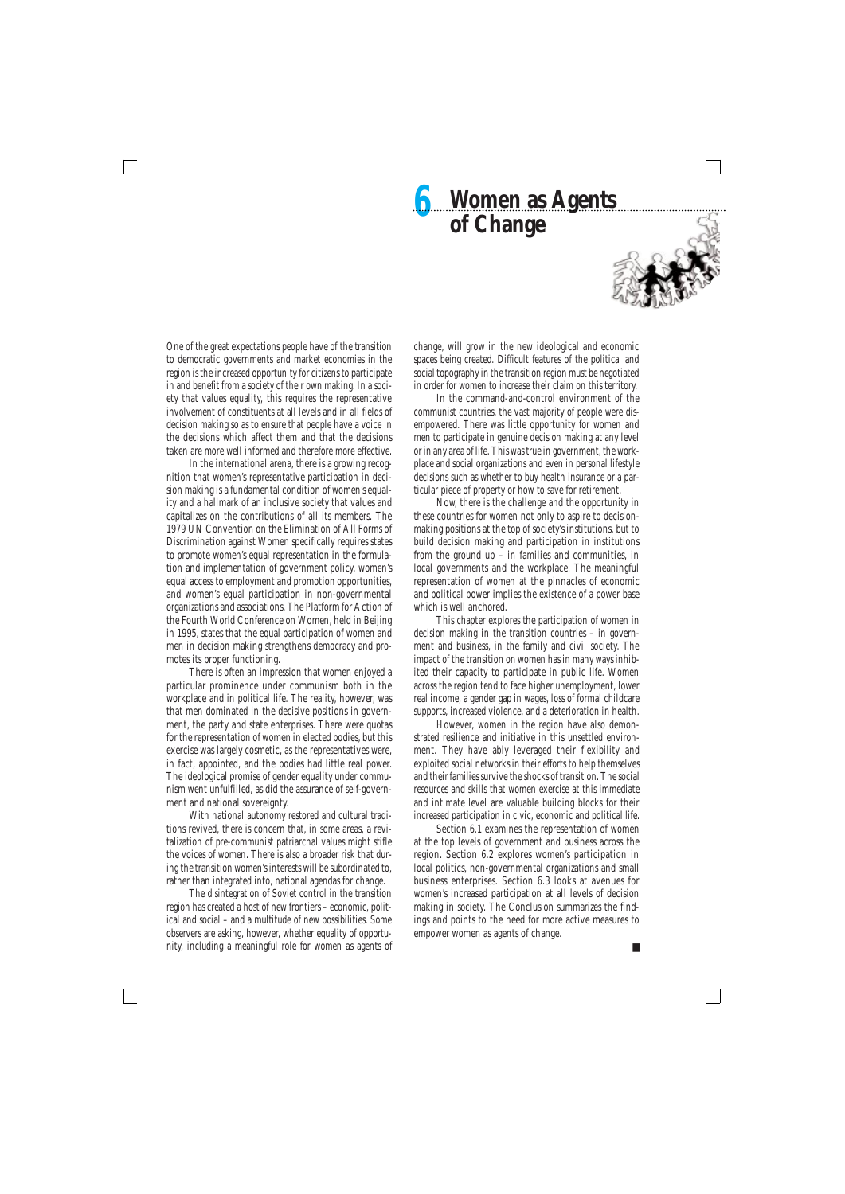# 6 Women as Agents of Change

One of the great expectations people have of the transition to democratic governments and market economies in the region is the increased opportunity for citizens to participate in and benefit from a society of their own making. In a society that values equality, this requires the representative involvement of constituents at all levels and in all fields of decision making so as to ensure that people have a voice in the decisions which affect them and that the decisions taken are more well informed and therefore more effective.

In the international arena, there is a growing recognition that women's representative participation in decision making is a fundamental condition of women's equality and a hallmark of an inclusive society that values and capitalizes on the contributions of all its members. The 1979 UN Convention on the Elimination of All Forms of Discrimination against Women specifically requires states to promote women's equal representation in the formulation and implementation of government policy, women's equal access to employment and promotion opportunities, and women's equal participation in non-governmental organizations and associations. The Platform for Action of the Fourth World Conference on Women, held in Beijing in 1995, states that the equal participation of women and men in decision making strengthens democracy and promotes its proper functioning.

There is often an impression that women enjoyed a particular prominence under communism both in the workplace and in political life. The reality, however, was that men dominated in the decisive positions in government, the party and state enterprises. There were quotas for the representation of women in elected bodies, but this exercise was largely cosmetic, as the representatives were, in fact, appointed, and the bodies had little real power. The ideological promise of gender equality under communism went unfulfilled, as did the assurance of self-government and national sovereignty.

With national autonomy restored and cultural traditions revived, there is concern that, in some areas, a revitalization of pre-communist patriarchal values might stifle the voices of women. There is also a broader risk that during the transition women's interests will be subordinated to, rather than integrated into, national agendas for change.

The disintegration of Soviet control in the transition region has created a host of new frontiers – economic, political and social – and a multitude of new possibilities. Some observers are asking, however, whether equality of opportunity, including a meaningful role for women as agents of change, will grow in the new ideological and economic spaces being created. Difficult features of the political and social topography in the transition region must be negotiated in order for women to increase their claim on this territory.

In the command-and-control environment of the communist countries, the vast majority of people were disempowered. There was little opportunity for women and men to participate in genuine decision making at any level or in any area of life. This was true in government, the workplace and social organizations and even in personal lifestyle decisions such as whether to buy health insurance or a particular piece of property or how to save for retirement.

Now, there is the challenge and the opportunity in these countries for women not only to aspire to decision-making positions at the top of society's institutions, but to build decision making and participation in institutions from the ground up – in families and communities, in local governments and the workplace. The meaningful representation of women at the pinnacles of economic and political power implies the existence of a power base which is well anchored.

This chapter explores the participation of women in decision making in the transition countries – in government and business, in the family and civil society. The impact of the transition on women has in many ways inhibited their capacity to participate in public life. Women across the region tend to face higher unemployment, lower real income, a gender gap in wages, loss of formal childcare supports, increased violence, and a deterioration in health.

However, women in the region have also demonstrated resilience and initiative in this unsettled environment. They have ably leveraged their flexibility and exploited social networks in their efforts to help themselves and their families survive the shocks of transition. The social resources and skills that women exercise at this immediate and intimate level are valuable building blocks for their increased participation in civic, economic and political life.

Section 6.1 examines the representation of women at the top levels of government and business across the region. Section 6.2 explores women's participation in local politics, non-governmental organizations and small business enterprises. Section 6.3 looks at avenues for women's increased participation at all levels of decision making in society. The Conclusion summarizes the findings and points to the need for more active measures to empower women as agents of change.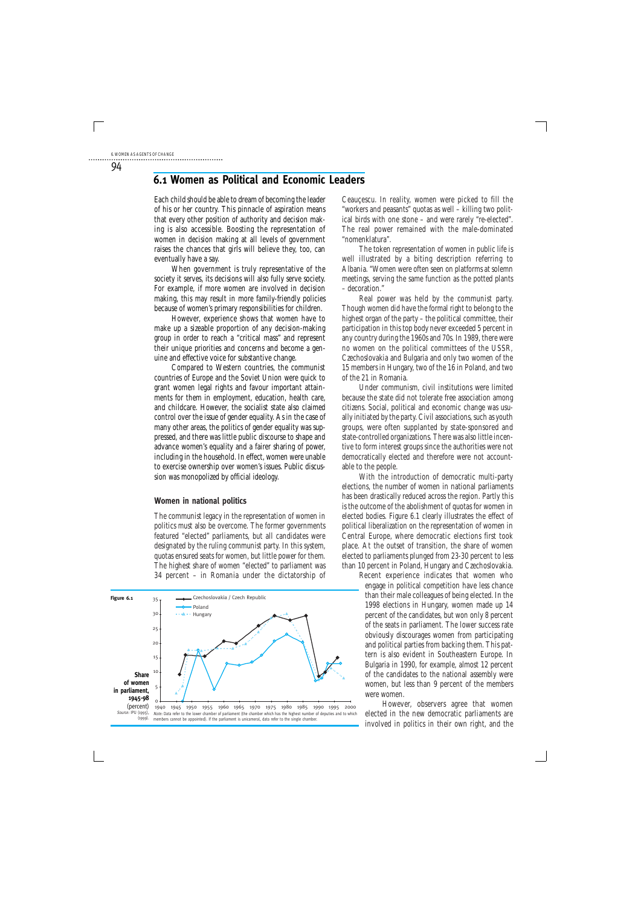## 6.1 Women as Political and Economic Leaders

Each child should be able to dream of becoming the leader of his or her country. This pinnacle of aspiration means that every other position of authority and decision making is also accessible. Boosting the representation of women in decision making at all levels of government raises the chances that girls will believe they, too, can eventually have a say.

When government is truly representative of the society it serves, its decisions will also fully serve society. For example, if more women are involved in decision making, this may result in more family-friendly policies because of women's primary responsibilities for children.

However, experience shows that women have to make up a sizeable proportion of any decision-making group in order to reach a "critical mass" and represent their unique priorities and concerns and become a genuine and effective voice for substantive change.

Compared to Western countries, the communist countries of Europe and the Soviet Union were quick to grant women legal rights and favour important attainments for them in employment, education, health care, and childcare. However, the socialist state also claimed control over the issue of gender equality. As in the case of many other areas, the politics of gender equality was suppressed, and there was little public discourse to shape and advance women's equality and a fairer sharing of power, including in the household. In effect, women were unable to exercise ownership over women's issues. Public discussion was monopolized by official ideology.

### Women in national politics

The communist legacy in the representation of women in politics must also be overcome. The former governments featured "elected" parliaments, but all candidates were designated by the ruling communist party. In this system, quotas ensured seats for women, but little power for them. The highest share of women "elected" to parliament was 34 percent – in Romania under the dictatorship of Ceauçescu. In reality, women were picked to fill the "workers and peasants" quotas as well – killing two political birds with one stone – and were rarely "re-elected". The real power remained with the male-dominated "nomenklatura".

The token representation of women in public life is well illustrated by a biting description referring to Albania. "Women were often seen on platforms at solemn meetings, serving the same function as the potted plants – decoration."

Real power was held by the communist party. Though women did have the formal right to belong to the highest organ of the party – the political committee, their participation in this top body never exceeded 5 percent in any country during the 1960s and 70s. In 1989, there were no women on the political committees of the USSR, Czechoslovakia and Bulgaria and only two women of the 15 members in Hungary, two of the 16 in Poland, and two of the 21 in Romania.

Under communism, civil institutions were limited because the state did not tolerate free association among citizens. Social, political and economic change was usually initiated by the party. Civil associations, such as youth groups, were often supplanted by state-sponsored and state-controlled organizations. There was also little incentive to form interest groups since the authorities were not democratically elected and therefore were not accountable to the people.

With the introduction of democratic multi-party elections, the number of women in national parliaments has been drastically reduced across the region. Partly this is the outcome of the abolishment of quotas for women in elected bodies. Figure 6.1 clearly illustrates the effect of political liberalization on the representation of women in Central Europe, where democratic elections first took place. At the outset of transition, the share of women elected to parliaments plunged from 23-30 percent to less than 10 percent in Poland, Hungary and Czechoslovakia.

Recent experience indicates that women who engage in political competition have less chance than their male colleagues of being elected. In the 1998 elections in Hungary, women made up 14 percent of the candidates, but won only 8 percent of the seats in parliament. The lower success rate obviously discourages women from participating and political parties from backing them. This pattern is also evident in Southeastern Europe. In Bulgaria in 1990, for example, almost 12 percent of the candidates to the national assembly were women, but less than 9 percent of the members were women.

However, observers agree that women elected in the new democratic parliaments are involved in politics in their own right, and the

**Figure 6.1**

**Share of women in parliament, 1945-98** (percent)

Czechoslovakia / Czech Republic
Poland
Hungary

0 5 10 15 20 25 30 35

1940 1945 1950 1955 1960 1965 1970 1975 1980 1985 1990 1995 2000

*Source:* IPU (1995), (1999).

*Note:* Data refer to the lower chamber of parliament (the chamber which has the highest number of deputies and to which members cannot be appointed). If the parliament is unicameral, data refer to the single chamber.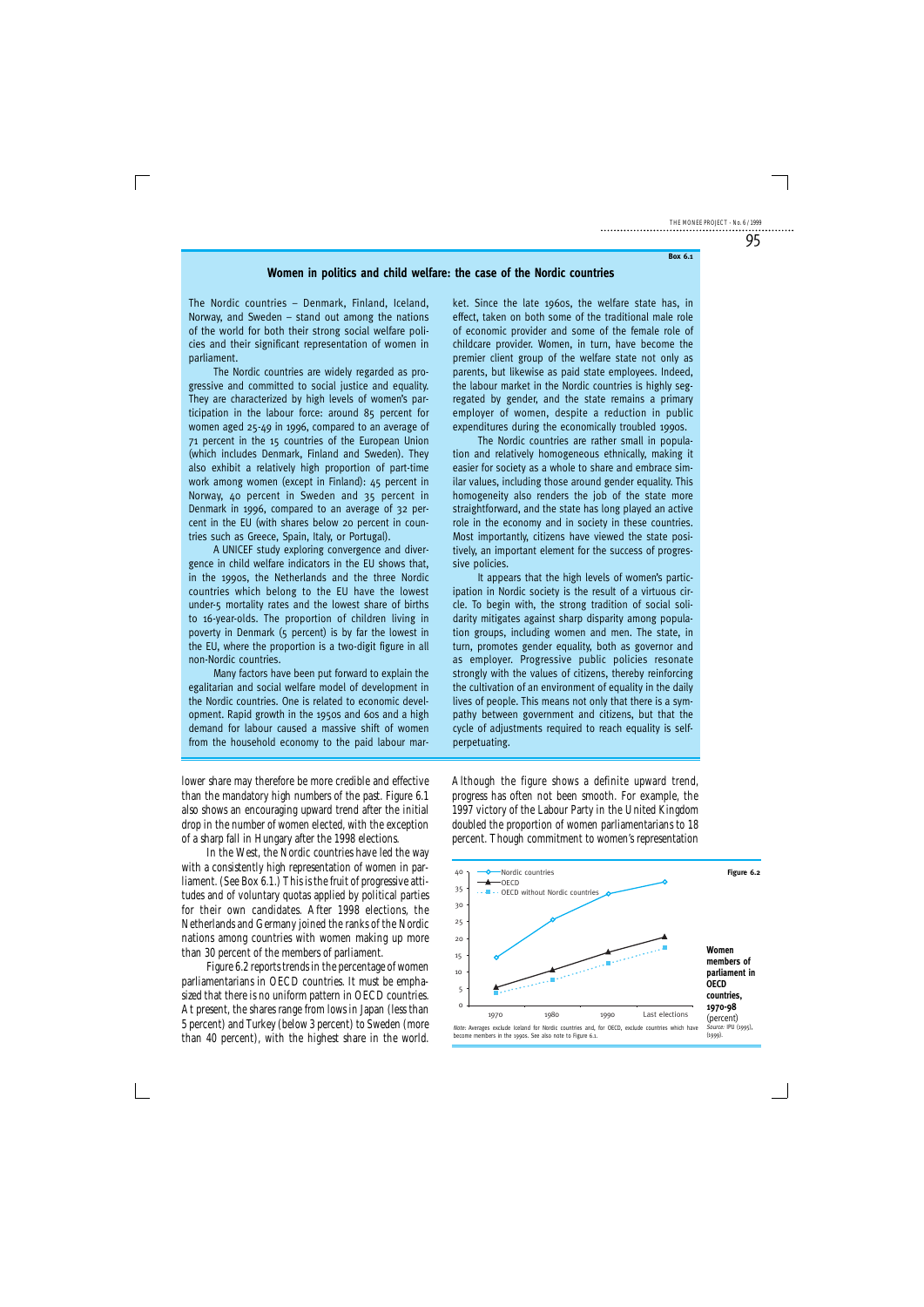Box 6.1

## Women in politics and child welfare: the case of the Nordic countries

The Nordic countries – Denmark, Finland, Iceland, Norway, and Sweden – stand out among the nations of the world for both their strong social welfare policies and their significant representation of women in parliament.

The Nordic countries are widely regarded as progressive and committed to social justice and equality. They are characterized by high levels of women's participation in the labour force: around 85 percent for women aged 25-49 in 1996, compared to an average of 71 percent in the 15 countries of the European Union (which includes Denmark, Finland and Sweden). They also exhibit a relatively high proportion of part-time work among women (except in Finland): 45 percent in Norway, 40 percent in Sweden and 35 percent in Denmark in 1996, compared to an average of 32 percent in the EU (with shares below 20 percent in countries such as Greece, Spain, Italy, or Portugal).

A UNICEF study exploring convergence and divergence in child welfare indicators in the EU shows that, in the 1990s, the Netherlands and the three Nordic countries which belong to the EU have the lowest under-5 mortality rates and the lowest share of births to 16-year-olds. The proportion of children living in poverty in Denmark (5 percent) is by far the lowest in the EU, where the proportion is a two-digit figure in all non-Nordic countries.

Many factors have been put forward to explain the egalitarian and social welfare model of development in the Nordic countries. One is related to economic development. Rapid growth in the 1950s and 60s and a high demand for labour caused a massive shift of women from the household economy to the paid labour market. Since the late 1960s, the welfare state has, in effect, taken on both some of the traditional male role of economic provider and some of the female role of childcare provider. Women, in turn, have become the premier client group of the welfare state not only as parents, but likewise as paid state employees. Indeed, the labour market in the Nordic countries is highly segregated by gender, and the state remains a primary employer of women, despite a reduction in public expenditures during the economically troubled 1990s.

The Nordic countries are rather small in population and relatively homogeneous ethnically, making it easier for society as a whole to share and embrace similar values, including those around gender equality. This homogeneity also renders the job of the state more straightforward, and the state has long played an active role in the economy and in society in these countries. Most importantly, citizens have viewed the state positively, an important element for the success of progressive policies.

It appears that the high levels of women's participation in Nordic society is the result of a virtuous circle. To begin with, the strong tradition of social solidarity mitigates against sharp disparity among population groups, including women and men. The state, in turn, promotes gender equality, both as governor and as employer. Progressive public policies resonate strongly with the values of citizens, thereby reinforcing the cultivation of an environment of equality in the daily lives of people. This means not only that there is a sympathy between government and citizens, but that the cycle of adjustments required to reach equality is self-perpetuating.

---

lower share may therefore be more credible and effective than the mandatory high numbers of the past. Figure 6.1 also shows an encouraging upward trend after the initial drop in the number of women elected, with the exception of a sharp fall in Hungary after the 1998 elections.

In the West, the Nordic countries have led the way with a consistently high representation of women in parliament. (See Box 6.1.) This is the fruit of progressive attitudes and of voluntary quotas applied by political parties for their own candidates. After 1998 elections, the Netherlands and Germany joined the ranks of the Nordic nations among countries with women making up more than 30 percent of the members of parliament.

Figure 6.2 reports trends in the percentage of women parliamentarians in OECD countries. It must be emphasized that there is no uniform pattern in OECD countries. At present, the shares range from lows in Japan (less than 5 percent) and Turkey (below 3 percent) to Sweden (more than 40 percent), with the highest share in the world. Although the figure shows a definite upward trend, progress has often not been smooth. For example, the 1997 victory of the Labour Party in the United Kingdom doubled the proportion of women parliamentarians to 18 percent. Though commitment to women's representation

**Figure 6.2**

**Women members of parliament in OECD countries, 1970-98** (percent)

| | 1970 | 1980 | 1990 | Last elections |
|---|---|---|---|---|
| Nordic countries | | | | |
| OECD | | | | |
| OECD without Nordic countries | | | | |

*Note:* Averages exclude Iceland for Nordic countries and, for OECD, exclude countries which have become members in the 1990s. See also note to Figure 6.1.

*Source:* IPU (1995), (1999).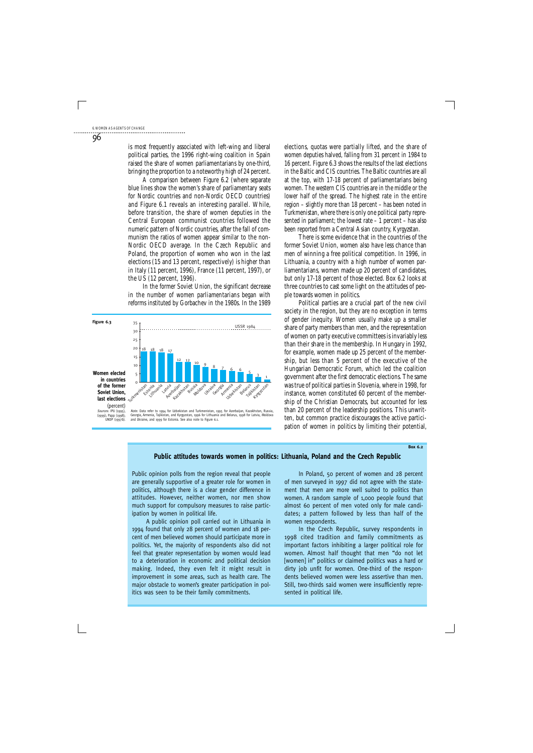is most frequently associated with left-wing and liberal political parties, the 1996 right-wing coalition in Spain raised the share of women parliamentarians by one-third, bringing the proportion to a noteworthy high of 24 percent.

A comparison between Figure 6.2 (where separate blue lines show the women's share of parliamentary seats for Nordic countries and non-Nordic OECD countries) and Figure 6.1 reveals an interesting parallel. While, before transition, the share of women deputies in the Central European communist countries followed the numeric pattern of Nordic countries, after the fall of communism the ratios of women appear similar to the non-Nordic OECD average. In the Czech Republic and Poland, the proportion of women who won in the last elections (15 and 13 percent, respectively) is higher than in Italy (11 percent, 1996), France (11 percent, 1997), or the US (12 percent, 1996).

In the former Soviet Union, the significant decrease in the number of women parliamentarians began with reforms instituted by Gorbachev in the 1980s. In the 1989

**Figure 6.3**

**Women elected in countries of the former Soviet Union, last elections** (percent)

| Country | Percent |
|---|---|
| Turkmenistan | 18 |
| Estonia | 18 |
| Lithuania | 18 |
| Latvia | 17 |
| Azerbaijan | 12 |
| Kazakhstan | 12 |
| Russia | 10 |
| Moldova | 9 |
| Ukraine | 8 |
| Georgia | 7 |
| Armenia | 6 |
| Uzbekistan | 6 |
| Belarus | 5 |
| Tajikistan | 3 |
| Kyrgyzstan | 1 |

USSR 1984 (reference line at approx. 33)

*Sources:* IPU (1995), (1999); Papp (1998); UNDP (1997b).

*Note:* Data refer to 1994 for Uzbekistan and Turkmenistan, 1995 for Azerbaijan, Kazakhstan, Russia, Georgia, Armenia, Tajikistan, and Kyrgyzstan, 1996 for Lithuania and Belarus, 1998 for Latvia, Moldova and Ukraine, and 1999 for Estonia. See also note to Figure 6.1.

elections, quotas were partially lifted, and the share of women deputies halved, falling from 31 percent in 1984 to 16 percent. Figure 6.3 shows the results of the last elections in the Baltic and CIS countries. The Baltic countries are all at the top, with 17-18 percent of parliamentarians being women. The western CIS countries are in the middle or the lower half of the spread. The highest rate in the entire region – slightly more than 18 percent – has been noted in Turkmenistan, where there is only one political party represented in parliament; the lowest rate – 1 percent – has also been reported from a Central Asian country, Kyrgyzstan.

There is some evidence that in the countries of the former Soviet Union, women also have less chance than men of winning a free political competition. In 1996, in Lithuania, a country with a high number of women parliamentarians, women made up 20 percent of candidates, but only 17-18 percent of those elected. Box 6.2 looks at three countries to cast some light on the attitudes of people towards women in politics.

Political parties are a crucial part of the new civil society in the region, but they are no exception in terms of gender inequity. Women usually make up a smaller share of party members than men, and the representation of women on party executive committees is invariably less than their share in the membership. In Hungary in 1992, for example, women made up 25 percent of the membership, but less than 5 percent of the executive of the Hungarian Democratic Forum, which led the coalition government after the first democratic elections. The same was true of political parties in Slovenia, where in 1998, for instance, women constituted 60 percent of the membership of the Christian Democrats, but accounted for less than 20 percent of the leadership positions. This unwritten, but common practice discourages the active participation of women in politics by limiting their potential,

**Box 6.2**

### Public attitudes towards women in politics: Lithuania, Poland and the Czech Republic

Public opinion polls from the region reveal that people are generally supportive of a greater role for women in politics, although there is a clear gender difference in attitudes. However, neither women, nor men show much support for compulsory measures to raise participation by women in political life.

A public opinion poll carried out in Lithuania in 1994 found that only 28 percent of women and 18 percent of men believed women should participate more in politics. Yet, the majority of respondents also did not feel that greater representation by women would lead to a deterioration in economic and political decision making. Indeed, they even felt it might result in improvement in some areas, such as health care. The major obstacle to women's greater participation in politics was seen to be their family commitments.

In Poland, 50 percent of women and 28 percent of men surveyed in 1997 did not agree with the statement that men are more well suited to politics than women. A random sample of 1,000 people found that almost 60 percent of men voted only for male candidates; a pattern followed by less than half of the women respondents.

In the Czech Republic, survey respondents in 1998 cited tradition and family commitments as important factors inhibiting a larger political role for women. Almost half thought that men "do not let [women] in" politics or claimed politics was a hard or dirty job unfit for women. One-third of the respondents believed women were less assertive than men. Still, two-thirds said women were insufficiently represented in political life.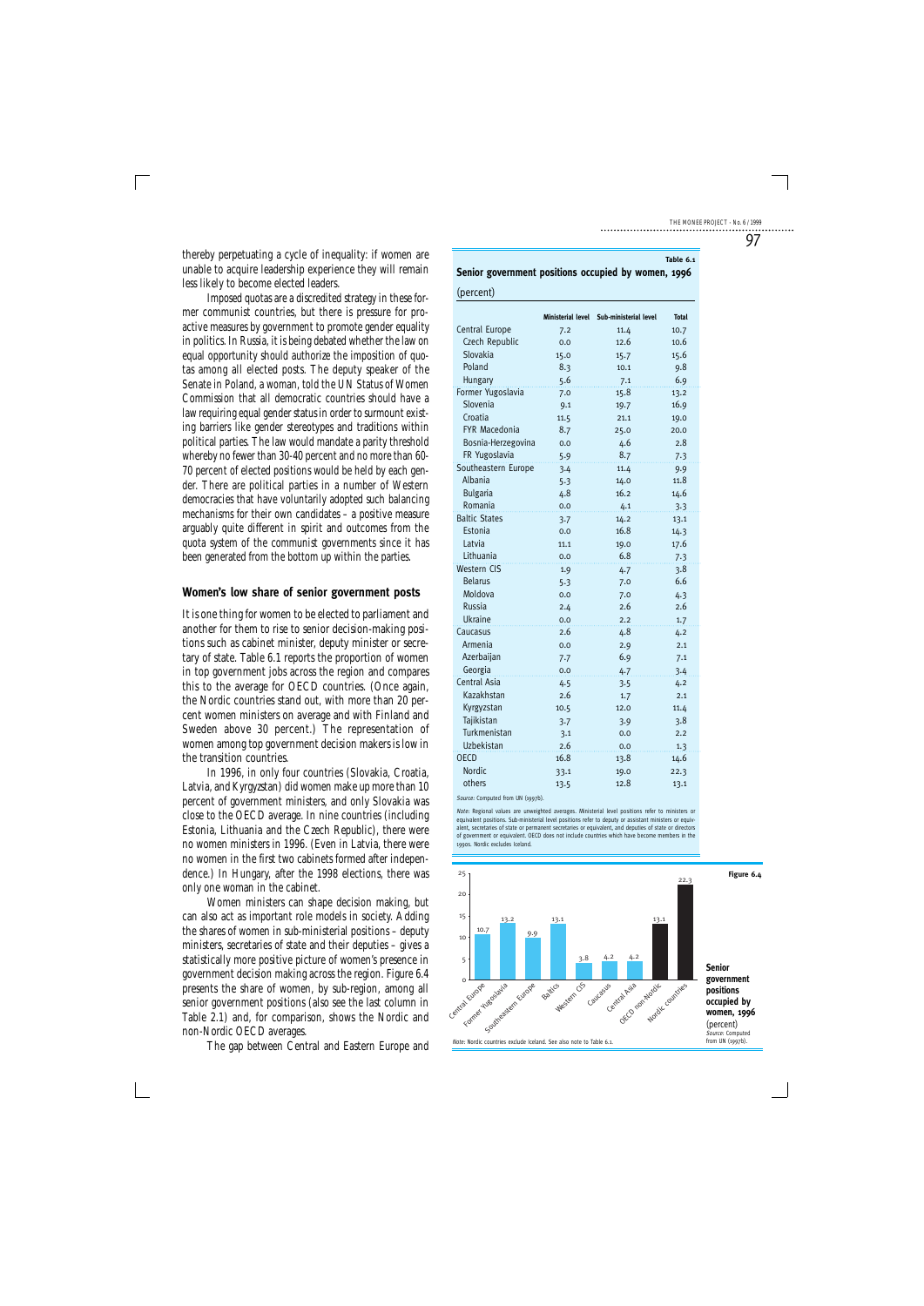thereby perpetuating a cycle of inequality: if women are unable to acquire leadership experience they will remain less likely to become elected leaders.

Imposed quotas are a discredited strategy in these former communist countries, but there is pressure for proactive measures by government to promote gender equality in politics. In Russia, it is being debated whether the law on equal opportunity should authorize the imposition of quotas among all elected posts. The deputy speaker of the Senate in Poland, a woman, told the UN Status of Women Commission that all democratic countries should have a law requiring equal gender status in order to surmount existing barriers like gender stereotypes and traditions within political parties. The law would mandate a parity threshold whereby no fewer than 30-40 percent and no more than 60-70 percent of elected positions would be held by each gender. There are political parties in a number of Western democracies that have voluntarily adopted such balancing mechanisms for their own candidates – a positive measure arguably quite different in spirit and outcomes from the quota system of the communist governments since it has been generated from the bottom up within the parties.

## Women's low share of senior government posts

It is one thing for women to be elected to parliament and another for them to rise to senior decision-making positions such as cabinet minister, deputy minister or secretary of state. Table 6.1 reports the proportion of women in top government jobs across the region and compares this to the average for OECD countries. (Once again, the Nordic countries stand out, with more than 20 percent women ministers on average and with Finland and Sweden above 30 percent.) The representation of women among top government decision makers is low in the transition countries.

In 1996, in only four countries (Slovakia, Croatia, Latvia, and Kyrgyzstan) did women make up more than 10 percent of government ministers, and only Slovakia was close to the OECD average. In nine countries (including Estonia, Lithuania and the Czech Republic), there were no women ministers in 1996. (Even in Latvia, there were no women in the first two cabinets formed after independence.) In Hungary, after the 1998 elections, there was only one woman in the cabinet.

Women ministers can shape decision making, but can also act as important role models in society. Adding the shares of women in sub-ministerial positions – deputy ministers, secretaries of state and their deputies – gives a statistically more positive picture of women's presence in government decision making across the region. Figure 6.4 presents the share of women, by sub-region, among all senior government positions (also see the last column in Table 2.1) and, for comparison, shows the Nordic and non-Nordic OECD averages.

The gap between Central and Eastern Europe and

**Table 6.1**

**Senior government positions occupied by women, 1996**

(percent)

| | Ministerial level | Sub-ministerial level | Total |
|---|---|---|---|
| Central Europe | 7.2 | 11.4 | 10.7 |
| Czech Republic | 0.0 | 12.6 | 10.6 |
| Slovakia | 15.0 | 15.7 | 15.6 |
| Poland | 8.3 | 10.1 | 9.8 |
| Hungary | 5.6 | 7.1 | 6.9 |
| Former Yugoslavia | 7.0 | 15.8 | 13.2 |
| Slovenia | 9.1 | 19.7 | 16.9 |
| Croatia | 11.5 | 21.1 | 19.0 |
| FYR Macedonia | 8.7 | 25.0 | 20.0 |
| Bosnia-Herzegovina | 0.0 | 4.6 | 2.8 |
| FR Yugoslavia | 5.9 | 8.7 | 7.3 |
| Southeastern Europe | 3.4 | 11.4 | 9.9 |
| Albania | 5.3 | 14.0 | 11.8 |
| Bulgaria | 4.8 | 16.2 | 14.6 |
| Romania | 0.0 | 4.1 | 3.3 |
| Baltic States | 3.7 | 14.2 | 13.1 |
| Estonia | 0.0 | 16.8 | 14.3 |
| Latvia | 11.1 | 19.0 | 17.6 |
| Lithuania | 0.0 | 6.8 | 7.3 |
| Western CIS | 1.9 | 4.7 | 3.8 |
| Belarus | 5.3 | 7.0 | 6.6 |
| Moldova | 0.0 | 7.0 | 4.3 |
| Russia | 2.4 | 2.6 | 2.6 |
| Ukraine | 0.0 | 2.2 | 1.7 |
| Caucasus | 2.6 | 4.8 | 4.2 |
| Armenia | 0.0 | 2.9 | 2.1 |
| Azerbaijan | 7.7 | 6.9 | 7.1 |
| Georgia | 0.0 | 4.7 | 3.4 |
| Central Asia | 4.5 | 3.5 | 4.2 |
| Kazakhstan | 2.6 | 1.7 | 2.1 |
| Kyrgyzstan | 10.5 | 12.0 | 11.4 |
| Tajikistan | 3.7 | 3.9 | 3.8 |
| Turkmenistan | 3.1 | 0.0 | 2.2 |
| Uzbekistan | 2.6 | 0.0 | 1.3 |
| OECD | 16.8 | 13.8 | 14.6 |
| Nordic | 33.1 | 19.0 | 22.3 |
| others | 13.5 | 12.8 | 13.1 |

*Source:* Computed from UN (1997b).

*Note:* Regional values are unweighted averages. Ministerial level positions refer to ministers or equivalent positions. Sub-ministerial level positions refer to deputy or assistant ministers or equivalent, secretaries of state or permanent secretaries or equivalent, and deputies of state or directors of government or equivalent. OECD does not include countries which have become members in the 1990s. Nordic excludes Iceland.

**Figure 6.4**

**Senior government positions occupied by women, 1996** (percent)

| | Percent |
|---|---|
| Central Europe | 10.7 |
| Former Yugoslavia | 13.2 |
| Southeastern Europe | 9.9 |
| Baltics | 13.1 |
| Western CIS | 3.8 |
| Caucasus | 4.2 |
| Central Asia | 4.2 |
| OECD non-Nordic | 13.1 |
| Nordic countries | 22.3 |

*Source:* Computed from UN (1997b).

*Note:* Nordic countries exclude Iceland. See also note to Table 6.1.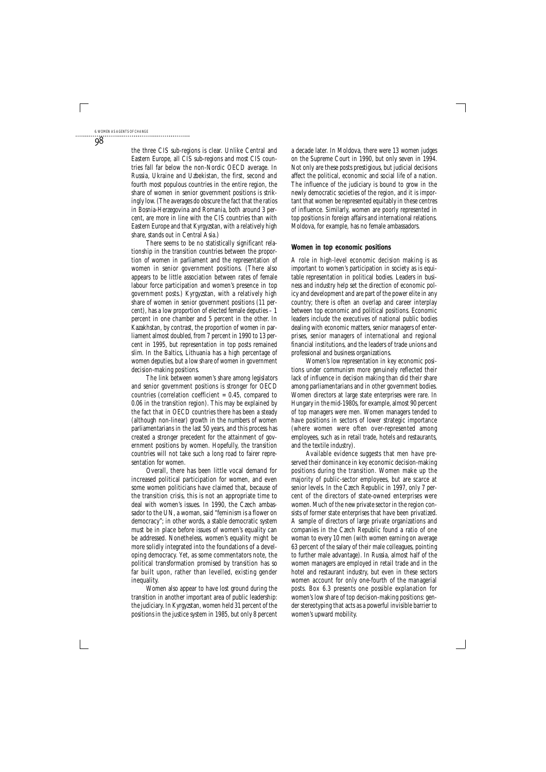the three CIS sub-regions is clear. Unlike Central and Eastern Europe, all CIS sub-regions and most CIS countries fall far below the non-Nordic OECD average. In Russia, Ukraine and Uzbekistan, the first, second and fourth most populous countries in the entire region, the share of women in senior government positions is strikingly low. (The averages do obscure the fact that the ratios in Bosnia-Herzegovina and Romania, both around 3 percent, are more in line with the CIS countries than with Eastern Europe and that Kyrgyzstan, with a relatively high share, stands out in Central Asia.)

There seems to be no statistically significant relationship in the transition countries between the proportion of women in parliament and the representation of women in senior government positions. (There also appears to be little association between rates of female labour force participation and women's presence in top government posts.) Kyrgyzstan, with a relatively high share of women in senior government positions (11 percent), has a low proportion of elected female deputies – 1 percent in one chamber and 5 percent in the other. In Kazakhstan, by contrast, the proportion of women in parliament almost doubled, from 7 percent in 1990 to 13 percent in 1995, but representation in top posts remained slim. In the Baltics, Lithuania has a high percentage of women deputies, but a low share of women in government decision-making positions.

The link between women's share among legislators and senior government positions is stronger for OECD countries (correlation coefficient = 0.45, compared to 0.06 in the transition region). This may be explained by the fact that in OECD countries there has been a steady (although non-linear) growth in the numbers of women parliamentarians in the last 50 years, and this process has created a stronger precedent for the attainment of government positions by women. Hopefully, the transition countries will not take such a long road to fairer representation for women.

Overall, there has been little vocal demand for increased political participation for women, and even some women politicians have claimed that, because of the transition crisis, this is not an appropriate time to deal with women's issues. In 1990, the Czech ambassador to the UN, a woman, said "feminism is a flower on democracy"; in other words, a stable democratic system must be in place before issues of women's equality can be addressed. Nonetheless, women's equality might be more solidly integrated into the foundations of a developing democracy. Yet, as some commentators note, the political transformation promised by transition has so far built upon, rather than levelled, existing gender inequality.

Women also appear to have lost ground during the transition in another important area of public leadership: the judiciary. In Kyrgyzstan, women held 31 percent of the positions in the justice system in 1985, but only 8 percent a decade later. In Moldova, there were 13 women judges on the Supreme Court in 1990, but only seven in 1994. Not only are these posts prestigious, but judicial decisions affect the political, economic and social life of a nation. The influence of the judiciary is bound to grow in the newly democratic societies of the region, and it is important that women be represented equitably in these centres of influence. Similarly, women are poorly represented in top positions in foreign affairs and international relations. Moldova, for example, has no female ambassadors.

### Women in top economic positions

A role in high-level economic decision making is as important to women's participation in society as is equitable representation in political bodies. Leaders in business and industry help set the direction of economic policy and development and are part of the power elite in any country; there is often an overlap and career interplay between top economic and political positions. Economic leaders include the executives of national public bodies dealing with economic matters, senior managers of enterprises, senior managers of international and regional financial institutions, and the leaders of trade unions and professional and business organizations.

Women's low representation in key economic positions under communism more genuinely reflected their lack of influence in decision making than did their share among parliamentarians and in other government bodies. Women directors at large state enterprises were rare. In Hungary in the mid-1980s, for example, almost 90 percent of top managers were men. Women managers tended to have positions in sectors of lower strategic importance (where women were often over-represented among employees, such as in retail trade, hotels and restaurants, and the textile industry).

Available evidence suggests that men have preserved their dominance in key economic decision-making positions during the transition. Women make up the majority of public-sector employees, but are scarce at senior levels. In the Czech Republic in 1997, only 7 percent of the directors of state-owned enterprises were women. Much of the new private sector in the region consists of former state enterprises that have been privatized. A sample of directors of large private organizations and companies in the Czech Republic found a ratio of one woman to every 10 men (with women earning on average 63 percent of the salary of their male colleagues, pointing to further male advantage). In Russia, almost half of the women managers are employed in retail trade and in the hotel and restaurant industry, but even in these sectors women account for only one-fourth of the managerial posts. Box 6.3 presents one possible explanation for women's low share of top decision-making positions: gender stereotyping that acts as a powerful invisible barrier to women's upward mobility.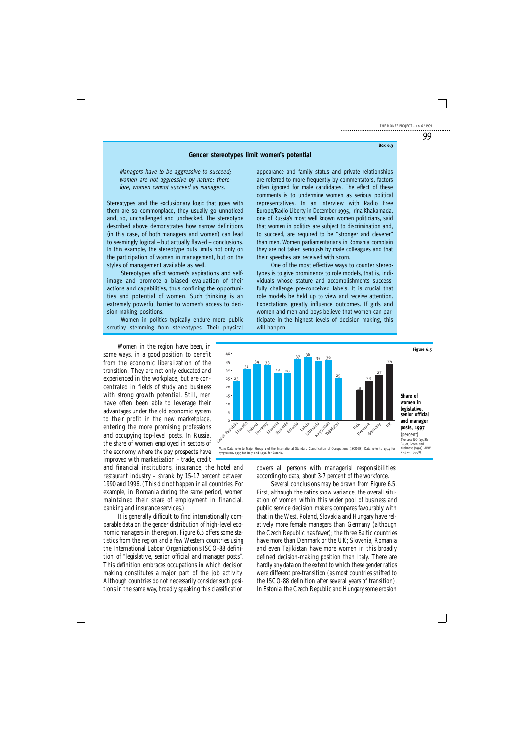**Box 6.3**

## Gender stereotypes limit women's potential

*Managers have to be aggressive to succeed; women are not aggressive by nature: therefore, women cannot succeed as managers.*

Stereotypes and the exclusionary logic that goes with them are so commonplace, they usually go unnoticed and, so, unchallenged and unchecked. The stereotype described above demonstrates how narrow definitions (in this case, of both managers and women) can lead to seemingly logical – but actually flawed – conclusions. In this example, the stereotype puts limits not only on the participation of women in management, but on the styles of management available as well.

Stereotypes affect women's aspirations and self-image and promote a biased evaluation of their actions and capabilities, thus confining the opportunities and potential of women. Such thinking is an extremely powerful barrier to women's access to decision-making positions.

Women in politics typically endure more public scrutiny stemming from stereotypes. Their physical appearance and family status and private relationships are referred to more frequently by commentators, factors often ignored for male candidates. The effect of these comments is to undermine women as serious political representatives. In an interview with Radio Free Europe/Radio Liberty in December 1995, Irina Khakamada, one of Russia's most well known women politicians, said that women in politics are subject to discrimination and, to succeed, are required to be "stronger and cleverer" than men. Women parliamentarians in Romania complain they are not taken seriously by male colleagues and that their speeches are received with scorn.

One of the most effective ways to counter stereotypes is to give prominence to role models, that is, individuals whose stature and accomplishments successfully challenge pre-conceived labels. It is crucial that role models be held up to view and receive attention. Expectations greatly influence outcomes. If girls and women and men and boys believe that women can participate in the highest levels of decision making, this will happen.

---

Women in the region have been, in some ways, in a good position to benefit from the economic liberalization of the transition. They are not only educated and experienced in the workplace, but are concentrated in fields of study and business with strong growth potential. Still, men have often been able to leverage their advantages under the old economic system to their profit in the new marketplace, entering the more promising professions and occupying top-level posts. In Russia, the share of women employed in sectors of the economy where the pay prospects have improved with marketization – trade, credit and financial institutions, insurance, the hotel and restaurant industry – shrank by 15-17 percent between 1990 and 1996. (This did not happen in all countries. For example, in Romania during the same period, women maintained their share of employment in financial, banking and insurance services.)

It is generally difficult to find internationally comparable data on the gender distribution of high-level economic managers in the region. Figure 6.5 offers some statistics from the region and a few Western countries using the International Labour Organization's ISCO-88 definition of "legislative, senior official and manager posts". This definition embraces occupations in which decision making constitutes a major part of the job activity. Although countries do not necessarily consider such positions in the same way, broadly speaking this classification covers all persons with managerial responsibilities: according to data, about 3-7 percent of the workforce.

**Figure 6.5**

**Share of women in legislative, senior official and manager posts, 1997** (percent)

| Country | Percent |
|---|---|
| Czech Republic | 23 |
| Slovakia | 31 |
| Poland | 34 |
| Hungary | 33 |
| Slovenia | 28 |
| Romania | 28 |
| Estonia | 37 |
| Latvia | 38 |
| Lithuania | 35 |
| Kyrgyzstan | 36 |
| Tajikistan | 25 |
| Italy | 18 |
| Denmark | 23 |
| Germany | 27 |
| UK | 34 |

*Note:* Data refer to Major Group 1 of the International Standard Classification of Occupations (ISCO-88). Data refer to 1994 for Kyrgyzstan, 1995 for Italy and 1996 for Estonia.

*Sources:* ILO (1998); Bauer, Green and Kuehnast (1997); ABW Khujand (1998).

Several conclusions may be drawn from Figure 6.5. First, although the ratios show variance, the overall situation of women within this wider pool of business and public service decision makers compares favourably with that in the West. Poland, Slovakia and Hungary have relatively more female managers than Germany (although the Czech Republic has fewer); the three Baltic countries have more than Denmark or the UK; Slovenia, Romania and even Tajikistan have more women in this broadly defined decision-making position than Italy. There are hardly any data on the extent to which these gender ratios were different pre-transition (as most countries shifted to the ISCO-88 definition after several years of transition). In Estonia, the Czech Republic and Hungary some erosion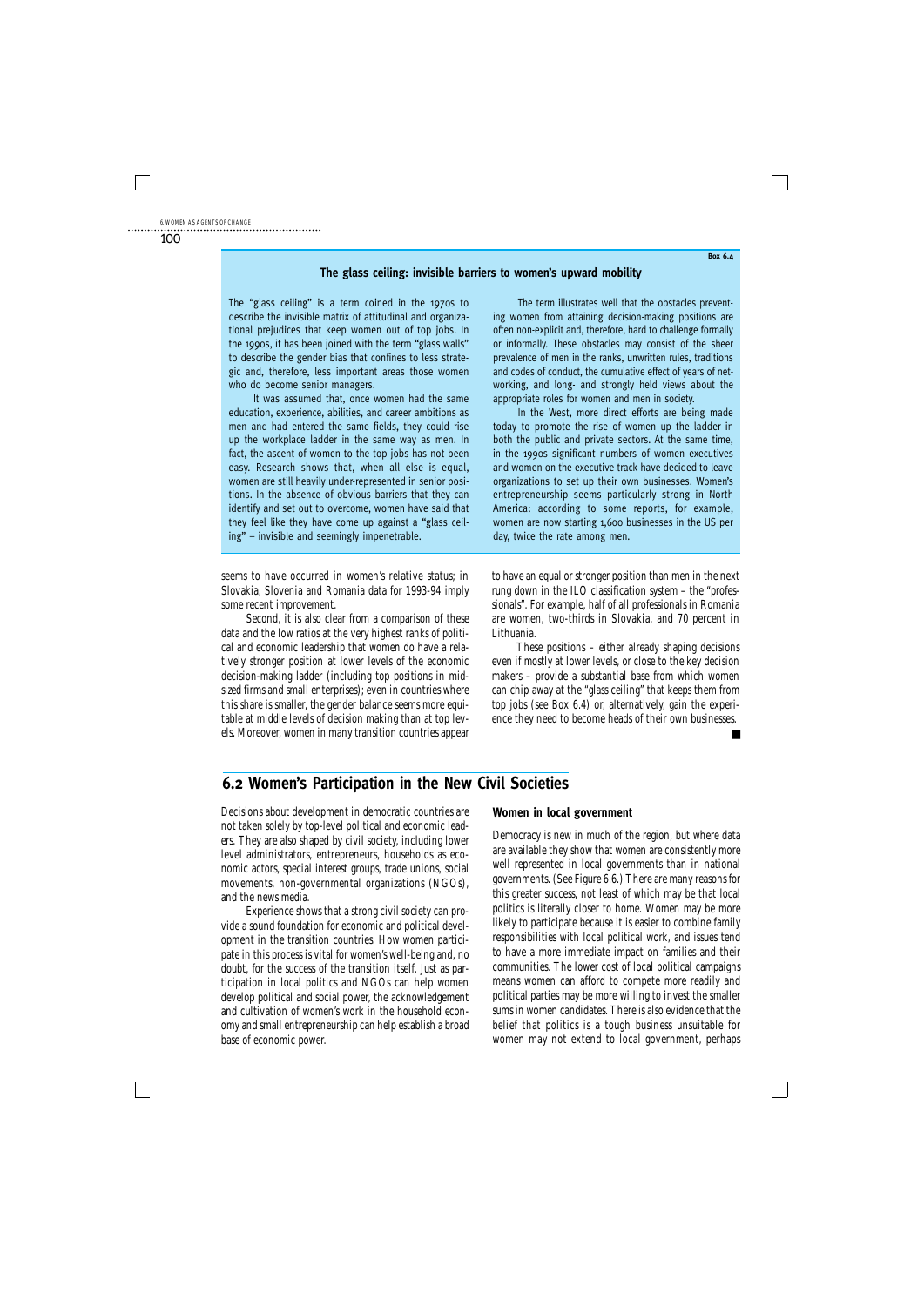Box 6.4

### The glass ceiling: invisible barriers to women's upward mobility

The "glass ceiling" is a term coined in the 1970s to describe the invisible matrix of attitudinal and organizational prejudices that keep women out of top jobs. In the 1990s, it has been joined with the term "glass walls" to describe the gender bias that confines to less strategic and, therefore, less important areas those women who do become senior managers.

It was assumed that, once women had the same education, experience, abilities, and career ambitions as men and had entered the same fields, they could rise up the workplace ladder in the same way as men. In fact, the ascent of women to the top jobs has not been easy. Research shows that, when all else is equal, women are still heavily under-represented in senior positions. In the absence of obvious barriers that they can identify and set out to overcome, women have said that they feel like they have come up against a "glass ceiling" – invisible and seemingly impenetrable.

The term illustrates well that the obstacles preventing women from attaining decision-making positions are often non-explicit and, therefore, hard to challenge formally or informally. These obstacles may consist of the sheer prevalence of men in the ranks, unwritten rules, traditions and codes of conduct, the cumulative effect of years of networking, and long- and strongly held views about the appropriate roles for women and men in society.

In the West, more direct efforts are being made today to promote the rise of women up the ladder in both the public and private sectors. At the same time, in the 1990s significant numbers of women executives and women on the executive track have decided to leave organizations to set up their own businesses. Women's entrepreneurship seems particularly strong in North America: according to some reports, for example, women are now starting 1,600 businesses in the US per day, twice the rate among men.

---

seems to have occurred in women's relative status; in Slovakia, Slovenia and Romania data for 1993-94 imply some recent improvement.

Second, it is also clear from a comparison of these data and the low ratios at the very highest ranks of political and economic leadership that women do have a relatively stronger position at lower levels of the economic decision-making ladder (including top positions in mid-sized firms and small enterprises); even in countries where this share is smaller, the gender balance seems more equitable at middle levels of decision making than at top levels. Moreover, women in many transition countries appear to have an equal or stronger position than men in the next rung down in the ILO classification system – the "professionals". For example, half of all professionals in Romania are women, two-thirds in Slovakia, and 70 percent in Lithuania.

These positions – either already shaping decisions even if mostly at lower levels, or close to the key decision makers – provide a substantial base from which women can chip away at the "glass ceiling" that keeps them from top jobs (see Box 6.4) or, alternatively, gain the experience they need to become heads of their own businesses.

## 6.2 Women's Participation in the New Civil Societies

Decisions about development in democratic countries are not taken solely by top-level political and economic leaders. They are also shaped by civil society, including lower level administrators, entrepreneurs, households as economic actors, special interest groups, trade unions, social movements, non-governmental organizations (NGOs), and the news media.

Experience shows that a strong civil society can provide a sound foundation for economic and political development in the transition countries. How women participate in this process is vital for women's well-being and, no doubt, for the success of the transition itself. Just as participation in local politics and NGOs can help women develop political and social power, the acknowledgement and cultivation of women's work in the household economy and small entrepreneurship can help establish a broad base of economic power.

### Women in local government

Democracy is new in much of the region, but where data are available they show that women are consistently more well represented in local governments than in national governments. (See Figure 6.6.) There are many reasons for this greater success, not least of which may be that local politics is literally closer to home. Women may be more likely to participate because it is easier to combine family responsibilities with local political work, and issues tend to have a more immediate impact on families and their communities. The lower cost of local political campaigns means women can afford to compete more readily and political parties may be more willing to invest the smaller sums in women candidates. There is also evidence that the belief that politics is a tough business unsuitable for women may not extend to local government, perhaps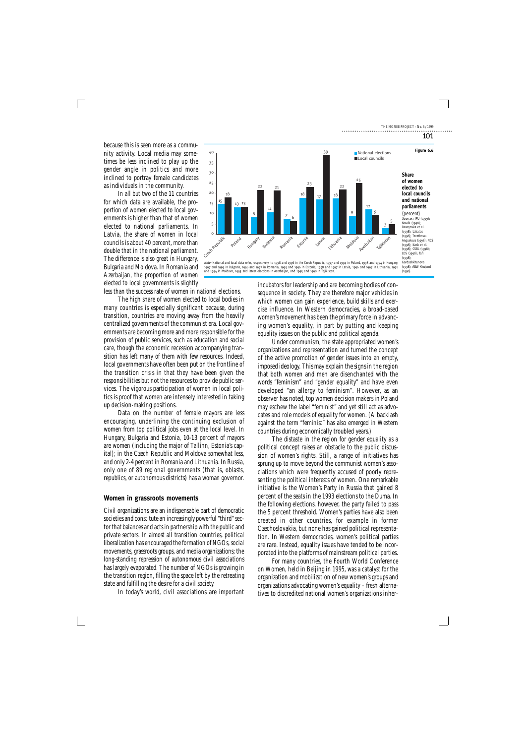because this is seen more as a community activity. Local media may sometimes be less inclined to play up the gender angle in politics and more inclined to portray female candidates as individuals in the community.

In all but two of the 11 countries for which data are available, the proportion of women elected to local governments is higher than that of women elected to national parliaments. In Latvia, the share of women in local councils is about 40 percent, more than double that in the national parliament. The difference is also great in Hungary, Bulgaria and Moldova. In Romania and Azerbaijan, the proportion of women elected to local governments is slightly less than the success rate of women in national elections.

**Figure 6.6**

**Share of women elected to local councils and national parliaments**
(percent)

*Sources:* IPU (1999); Novák (1998); Daszynska et al. (1998); Lakatos (1998); Tzvetkova-Anguelova (1998); NCS (1998); Kask et al. (1998); CSBL (1998); LDS (1998); Tafi (1998); Gardashkhanova (1998); ABW Khujand (1998).

National elections
Local councils

Czech Republic 15 18
Poland 13 13
Hungary 8 22
Bulgaria 11 21
Romania 7 6
Estonia 18 23
Latvia 17 39
Lithuania 18 22
Moldova 9 25
Azerbaijan 12 9
Tajikistan 3 5

0 5 10 15 20 25 30 35 40

*Note:* National and local data refer, respectively, to 1998 and 1996 in the Czech Republic, 1997 and 1994 in Poland, 1998 and 1994 in Hungary, 1997 and 1995 in Bulgaria, 1996 and 1997 in Romania, 1999 and 1996 in Estonia, 1998 and 1997 in Latvia, 1996 and 1997 in Lithuania, 1998 and 1994 in Moldova, 1995 and latest elections in Azerbaijan, and 1995 and 1998 in Tajikistan.

The high share of women elected to local bodies in many countries is especially significant because, during transition, countries are moving away from the heavily centralized governments of the communist era. Local governments are becoming more and more responsible for the provision of public services, such as education and social care, though the economic recession accompanying transition has left many of them with few resources. Indeed, local governments have often been put on the frontline of the transition crisis in that they have been given the responsibilities but not the resources to provide public services. The vigorous participation of women in local politics is proof that women are intensely interested in taking up decision-making positions.

Data on the number of female mayors are less encouraging, underlining the continuing exclusion of women from top political jobs even at the local level. In Hungary, Bulgaria and Estonia, 10-13 percent of mayors are women (including the major of Tallinn, Estonia's capital); in the Czech Republic and Moldova somewhat less, and only 2-4 percent in Romania and Lithuania. In Russia, only one of 89 regional governments (that is, oblasts, republics, or autonomous districts) has a woman governor.

### Women in grassroots movements

Civil organizations are an indispensable part of democratic societies and constitute an increasingly powerful "third" sector that balances and acts in partnership with the public and private sectors. In almost all transition countries, political liberalization has encouraged the formation of NGOs, social movements, grassroots groups, and media organizations; the long-standing repression of autonomous civil associations has largely evaporated. The number of NGOs is growing in the transition region, filling the space left by the retreating state and fulfilling the desire for a civil society.

In today's world, civil associations are important incubators for leadership and are becoming bodies of consequence in society. They are therefore major vehicles in which women can gain experience, build skills and exercise influence. In Western democracies, a broad-based women's movement has been the primary force in advancing women's equality, in part by putting and keeping equality issues on the public and political agenda.

Under communism, the state appropriated women's organizations and representation and turned the concept of the active promotion of gender issues into an empty, imposed ideology. This may explain the signs in the region that both women and men are disenchanted with the words "feminism" and "gender equality" and have even developed "an allergy to feminism". However, as an observer has noted, top women decision makers in Poland may eschew the label "feminist" and yet still act as advocates and role models of equality for women. (A backlash against the term "feminist" has also emerged in Western countries during economically troubled years.)

The distaste in the region for gender equality as a political concept raises an obstacle to the public discussion of women's rights. Still, a range of initiatives has sprung up to move beyond the communist women's associations which were frequently accused of poorly representing the political interests of women. One remarkable initiative is the Women's Party in Russia that gained 8 percent of the seats in the 1993 elections to the Duma. In the following elections, however, the party failed to pass the 5 percent threshold. Women's parties have also been created in other countries, for example in former Czechoslovakia, but none has gained political representation. In Western democracies, women's political parties are rare. Instead, equality issues have tended to be incorporated into the platforms of mainstream political parties.

For many countries, the Fourth World Conference on Women, held in Beijing in 1995, was a catalyst for the organization and mobilization of new women's groups and organizations advocating women's equality – fresh alternatives to discredited national women's organizations inher-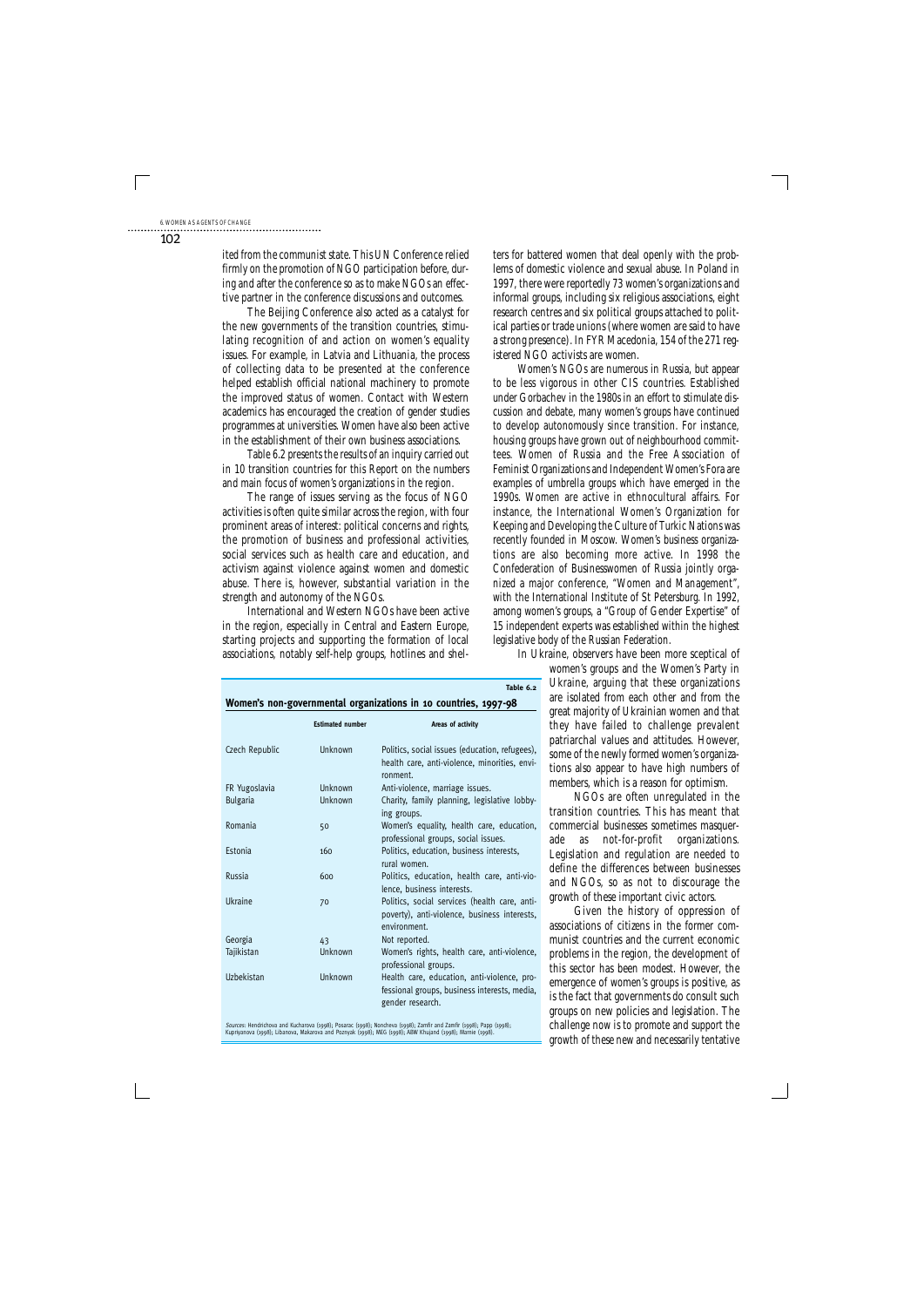ited from the communist state. This UN Conference relied firmly on the promotion of NGO participation before, during and after the conference so as to make NGOs an effective partner in the conference discussions and outcomes.

The Beijing Conference also acted as a catalyst for the new governments of the transition countries, stimulating recognition of and action on women's equality issues. For example, in Latvia and Lithuania, the process of collecting data to be presented at the conference helped establish official national machinery to promote the improved status of women. Contact with Western academics has encouraged the creation of gender studies programmes at universities. Women have also been active in the establishment of their own business associations.

Table 6.2 presents the results of an inquiry carried out in 10 transition countries for this Report on the numbers and main focus of women's organizations in the region.

The range of issues serving as the focus of NGO activities is often quite similar across the region, with four prominent areas of interest: political concerns and rights, the promotion of business and professional activities, social services such as health care and education, and activism against violence against women and domestic abuse. There is, however, substantial variation in the strength and autonomy of the NGOs.

International and Western NGOs have been active in the region, especially in Central and Eastern Europe, starting projects and supporting the formation of local associations, notably self-help groups, hotlines and shelters for battered women that deal openly with the problems of domestic violence and sexual abuse. In Poland in 1997, there were reportedly 73 women's organizations and informal groups, including six religious associations, eight research centres and six political groups attached to political parties or trade unions (where women are said to have a strong presence). In FYR Macedonia, 154 of the 271 registered NGO activists are women.

Women's NGOs are numerous in Russia, but appear to be less vigorous in other CIS countries. Established under Gorbachev in the 1980s in an effort to stimulate discussion and debate, many women's groups have continued to develop autonomously since transition. For instance, housing groups have grown out of neighbourhood committees. Women of Russia and the Free Association of Feminist Organizations and Independent Women's Fora are examples of umbrella groups which have emerged in the 1990s. Women are active in ethnocultural affairs. For instance, the International Women's Organization for Keeping and Developing the Culture of Turkic Nations was recently founded in Moscow. Women's business organizations are also becoming more active. In 1998 the Confederation of Businesswomen of Russia jointly organized a major conference, "Women and Management", with the International Institute of St Petersburg. In 1992, among women's groups, a "Group of Gender Expertise" of 15 independent experts was established within the highest legislative body of the Russian Federation.

In Ukraine, observers have been more sceptical of women's groups and the Women's Party in Ukraine, arguing that these organizations are isolated from each other and from the great majority of Ukrainian women and that they have failed to challenge prevalent patriarchal values and attitudes. However, some of the newly formed women's organizations also appear to have high numbers of members, which is a reason for optimism.

NGOs are often unregulated in the transition countries. This has meant that commercial businesses sometimes masquerade as not-for-profit organizations. Legislation and regulation are needed to define the differences between businesses and NGOs, so as not to discourage the growth of these important civic actors.

Given the history of oppression of associations of citizens in the former communist countries and the current economic problems in the region, the development of this sector has been modest. However, the emergence of women's groups is positive, as is the fact that governments do consult such groups on new policies and legislation. The challenge now is to promote and support the growth of these new and necessarily tentative

**Table 6.2**

**Women's non-governmental organizations in 10 countries, 1997-98**

| | Estimated number | Areas of activity |
|---|---|---|
| Czech Republic | Unknown | Politics, social issues (education, refugees), health care, anti-violence, minorities, environment. |
| FR Yugoslavia | Unknown | Anti-violence, marriage issues. |
| Bulgaria | Unknown | Charity, family planning, legislative lobbying groups. |
| Romania | 50 | Women's equality, health care, education, professional groups, social issues. |
| Estonia | 160 | Politics, education, business interests, rural women. |
| Russia | 600 | Politics, education, health care, anti-violence, business interests. |
| Ukraine | 70 | Politics, social services (health care, anti-poverty), anti-violence, business interests, environment. |
| Georgia | 43 | Not reported. |
| Tajikistan | Unknown | Women's rights, health care, anti-violence, professional groups. |
| Uzbekistan | Unknown | Health care, education, anti-violence, professional groups, business interests, media, gender research. |

*Sources*: Hendrichova and Kucharova (1998); Posarac (1998); Noncheva (1998); Zamfir and Zamfir (1998); Papp (1998); Kupriyanova (1998); Libanova, Makarova and Poznyak (1998); MEG (1998); ABW Khujand (1998); Marnie (1998).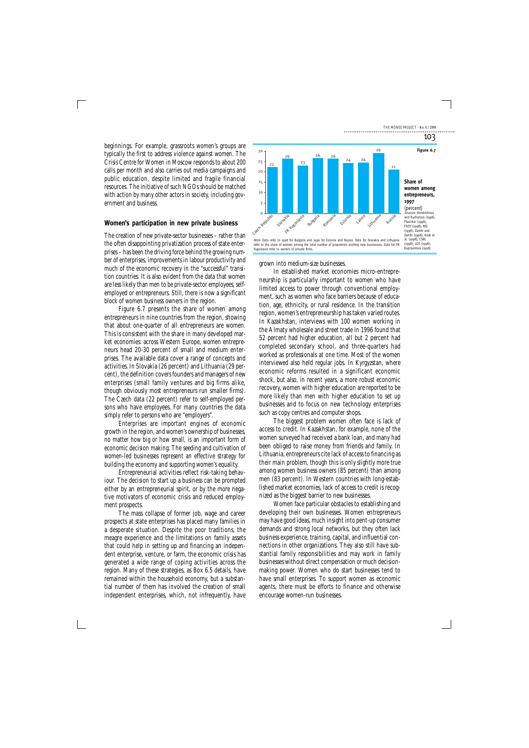beginnings. For example, grassroots women's groups are typically the first to address violence against women. The Crisis Centre for Women in Moscow responds to about 200 calls per month and also carries out media campaigns and public education, despite limited and fragile financial resources. The initiative of such NGOs should be matched with action by many other actors in society, including government and business.

## Women's participation in new private business

The creation of new private-sector businesses – rather than the often disappointing privatization process of state enterprises – has been the driving force behind the growing number of enterprises, improvements in labour productivity and much of the economic recovery in the "successful" transition countries. It is also evident from the data that women are less likely than men to be private-sector employees, self-employed or entrepreneurs. Still, there is now a significant block of women business owners in the region.

Figure 6.7 presents the share of women among entrepreneurs in nine countries from the region, showing that about one-quarter of all entrepreneurs are women. This is consistent with the share in many developed market economies: across Western Europe, women entrepreneurs head 20-30 percent of small and medium enterprises. The available data cover a range of concepts and activities. In Slovakia (26 percent) and Lithuania (29 percent), the definition covers founders and managers of new enterprises (small family ventures and big firms alike, though obviously most entrepreneurs run smaller firms). The Czech data (22 percent) refer to self-employed persons who have employees. For many countries the data simply refer to persons who are "employers".

Enterprises are important engines of economic growth in the region, and women's ownership of businesses, no matter how big or how small, is an important form of economic decision making. The seeding and cultivation of women-led businesses represent an effective strategy for building the economy and supporting women's equality.

Entrepreneurial activities reflect risk-taking behaviour. The decision to start up a business can be prompted either by an entrepreneurial spirit, or by the more negative motivators of economic crisis and reduced employment prospects.

The mass collapse of former job, wage and career prospects at state enterprises has placed many families in a desperate situation. Despite the poor traditions, the meagre experience and the limitations on family assets that could help in setting up and financing an independent enterprise, venture, or farm, the economic crisis has generated a wide range of coping activities across the region. Many of these strategies, as Box 6.5 details, have remained within the household economy, but a substantial number of them has involved the creation of small independent enterprises, which, not infrequently, have grown into medium-size businesses.

**Figure 6.7**

**Share of women among entrepreneurs, 1997** (percent)

| Country | Percent |
|---|---|
| Czech Republic | 22 |
| Slovakia | 26 |
| FR Yugoslavia | 23 |
| Bulgaria | 26 |
| Romania | 26 |
| Estonia | 24 |
| Latvia | 24 |
| Lithuania | 29 |
| Russia | 21 |

*Sources:* Hendrichova and Kucharova (1998); Placintar (1998); FSOY (1998); NSI (1998); Zamfir and Zamfir (1998); Kask et al. (1998); CSBL (1998); LDS (1998); Kupriyanova (1998).

*Note:* Data refer to 1998 for Bulgaria and 1996 for Estonia and Russia. Data for Slovakia and Lithuania refer to the share of women among the total number of proprietors starting new businesses. Data for FR Yugoslavia refer to owners of private firms.

In established market economies micro-entrepreneurship is particularly important to women who have limited access to power through conventional employment, such as women who face barriers because of education, age, ethnicity, or rural residence. In the transition region, women's entrepreneurship has taken varied routes. In Kazakhstan, interviews with 100 women working in the Almaty wholesale and street trade in 1996 found that 52 percent had higher education, all but 2 percent had completed secondary school, and three-quarters had worked as professionals at one time. Most of the women interviewed also held regular jobs. In Kyrgyzstan, where economic reforms resulted in a significant economic shock, but also, in recent years, a more robust economic recovery, women with higher education are reported to be more likely than men with higher education to set up businesses and to focus on new technology enterprises such as copy centres and computer shops.

The biggest problem women often face is lack of access to credit. In Kazakhstan, for example, none of the women surveyed had received a bank loan, and many had been obliged to raise money from friends and family. In Lithuania, entrepreneurs cite lack of access to financing as their main problem, though this is only slightly more true among women business owners (85 percent) than among men (83 percent). In Western countries with long-established market economies, lack of access to credit is recognized as the biggest barrier to new businesses.

Women face particular obstacles to establishing and developing their own businesses. Women entrepreneurs may have good ideas, much insight into pent-up consumer demands and strong local networks, but they often lack business experience, training, capital, and influential connections in other organizations. They also still have substantial family responsibilities and may work in family businesses without direct compensation or much decision-making power. Women who do start businesses tend to have small enterprises. To support women as economic agents, there must be efforts to finance and otherwise encourage women-run businesses.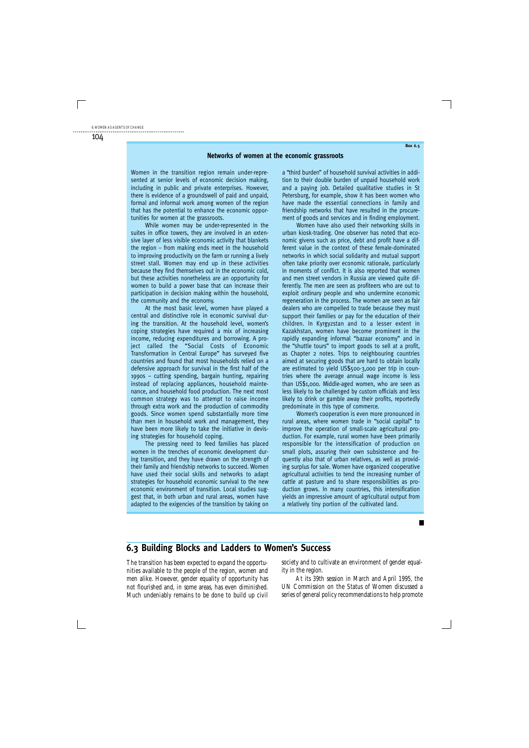**Box 6.5**

### Networks of women at the economic grassroots

Women in the transition region remain under-represented at senior levels of economic decision making, including in public and private enterprises. However, there is evidence of a groundswell of paid and unpaid, formal and informal work among women of the region that has the potential to enhance the economic opportunities for women at the grassroots.

While women may be under-represented in the suites in office towers, they are involved in an extensive layer of less visible economic activity that blankets the region – from making ends meet in the household to improving productivity on the farm or running a lively street stall. Women may end up in these activities because they find themselves out in the economic cold, but these activities nonetheless are an opportunity for women to build a power base that can increase their participation in decision making within the household, the community and the economy.

At the most basic level, women have played a central and distinctive role in economic survival during the transition. At the household level, women's coping strategies have required a mix of increasing income, reducing expenditures and borrowing. A project called the "Social Costs of Economic Transformation in Central Europe" has surveyed five countries and found that most households relied on a defensive approach for survival in the first half of the 1990s – cutting spending, bargain hunting, repairing instead of replacing appliances, household maintenance, and household food production. The next most common strategy was to attempt to raise income through extra work and the production of commodity goods. Since women spend substantially more time than men in household work and management, they have been more likely to take the initiative in devising strategies for household coping.

The pressing need to feed families has placed women in the trenches of economic development during transition, and they have drawn on the strength of their family and friendship networks to succeed. Women have used their social skills and networks to adapt strategies for household economic survival to the new economic environment of transition. Local studies suggest that, in both urban and rural areas, women have adapted to the exigencies of the transition by taking on a "third burden" of household survival activities in addition to their double burden of unpaid household work and a paying job. Detailed qualitative studies in St Petersburg, for example, show it has been women who have made the essential connections in family and friendship networks that have resulted in the procurement of goods and services and in finding employment.

Women have also used their networking skills in urban kiosk-trading. One observer has noted that economic givens such as price, debt and profit have a different value in the context of these female-dominated networks in which social solidarity and mutual support often take priority over economic rationale, particularly in moments of conflict. It is also reported that women and men street vendors in Russia are viewed quite differently. The men are seen as profiteers who are out to exploit ordinary people and who undermine economic regeneration in the process. The women are seen as fair dealers who are compelled to trade because they must support their families or pay for the education of their children. In Kyrgyzstan and to a lesser extent in Kazakhstan, women have become prominent in the rapidly expanding informal "bazaar economy" and in the "shuttle tours" to import goods to sell at a profit, as Chapter 2 notes. Trips to neighbouring countries aimed at securing goods that are hard to obtain locally are estimated to yield US$500-3,000 per trip in countries where the average annual wage income is less than US$1,000. Middle-aged women, who are seen as less likely to be challenged by custom officials and less likely to drink or gamble away their profits, reportedly predominate in this type of commerce.

Women's cooperation is even more pronounced in rural areas, where women trade in "social capital" to improve the operation of small-scale agricultural production. For example, rural women have been primarily responsible for the intensification of production on small plots, assuring their own subsistence and frequently also that of urban relatives, as well as providing surplus for sale. Women have organized cooperative agricultural activities to tend the increasing number of cattle at pasture and to share responsibilities as production grows. In many countries, this intensification yields an impressive amount of agricultural output from a relatively tiny portion of the cultivated land.

■

## 6.3 Building Blocks and Ladders to Women's Success

The transition has been expected to expand the opportunities available to the people of the region, women and men alike. However, gender equality of opportunity has not flourished and, in some areas, has even diminished. Much undeniably remains to be done to build up civil society and to cultivate an environment of gender equality in the region.

At its 39th session in March and April 1995, the UN Commission on the Status of Women discussed a series of general policy recommendations to help promote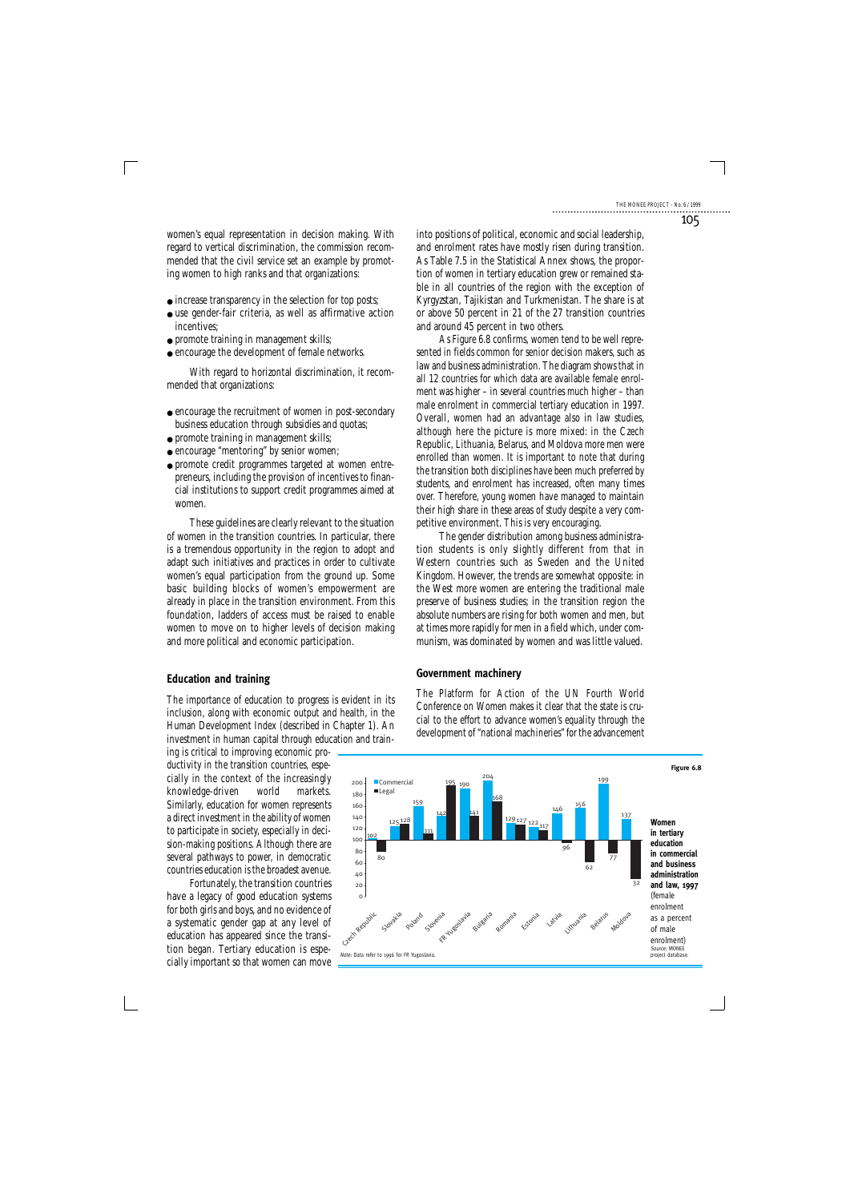women's equal representation in decision making. With regard to vertical discrimination, the commission recommended that the civil service set an example by promoting women to high ranks and that organizations:

- increase transparency in the selection for top posts;
- use gender-fair criteria, as well as affirmative action incentives;
- promote training in management skills;
- encourage the development of female networks.

With regard to horizontal discrimination, it recommended that organizations:

- encourage the recruitment of women in post-secondary business education through subsidies and quotas;
- promote training in management skills;
- encourage "mentoring" by senior women;
- promote credit programmes targeted at women entrepreneurs, including the provision of incentives to financial institutions to support credit programmes aimed at women.

These guidelines are clearly relevant to the situation of women in the transition countries. In particular, there is a tremendous opportunity in the region to adopt and adapt such initiatives and practices in order to cultivate women's equal participation from the ground up. Some basic building blocks of women's empowerment are already in place in the transition environment. From this foundation, ladders of access must be raised to enable women to move on to higher levels of decision making and more political and economic participation.

## Education and training

The importance of education to progress is evident in its inclusion, along with economic output and health, in the Human Development Index (described in Chapter 1). An investment in human capital through education and training is critical to improving economic productivity in the transition countries, especially in the context of the increasingly knowledge-driven world markets. Similarly, education for women represents a direct investment in the ability of women to participate in society, especially in decision-making positions. Although there are several pathways to power, in democratic countries education is the broadest avenue.

Fortunately, the transition countries have a legacy of good education systems for both girls and boys, and no evidence of a systematic gender gap at any level of education has appeared since the transition began. Tertiary education is especially important so that women can move into positions of political, economic and social leadership, and enrolment rates have mostly risen during transition. As Table 7.5 in the Statistical Annex shows, the proportion of women in tertiary education grew or remained stable in all countries of the region with the exception of Kyrgyzstan, Tajikistan and Turkmenistan. The share is at or above 50 percent in 21 of the 27 transition countries and around 45 percent in two others.

As Figure 6.8 confirms, women tend to be well represented in fields common for senior decision makers, such as law and business administration. The diagram shows that in all 12 countries for which data are available female enrolment was higher – in several countries much higher – than male enrolment in commercial tertiary education in 1997. Overall, women had an advantage also in law studies, although here the picture is more mixed: in the Czech Republic, Lithuania, Belarus, and Moldova more men were enrolled than women. It is important to note that during the transition both disciplines have been much preferred by students, and enrolment has increased, often many times over. Therefore, young women have managed to maintain their high share in these areas of study despite a very competitive environment. This is very encouraging.

The gender distribution among business administration students is only slightly different from that in Western countries such as Sweden and the United Kingdom. However, the trends are somewhat opposite: in the West more women are entering the traditional male preserve of business studies; in the transition region the absolute numbers are rising for both women and men, but at times more rapidly for men in a field which, under communism, was dominated by women and was little valued.

## Government machinery

The Platform for Action of the UN Fourth World Conference on Women makes it clear that the state is crucial to the effort to advance women's equality through the development of "national machineries" for the advancement

**Figure 6.8**

**Women in tertiary education in commercial and business administration and law, 1997** (female enrolment as a percent of male enrolment)

| Country | Commercial | Legal |
|---|---|---|
| Czech Republic | 102 | 80 |
| Slovakia | 125 | 128 |
| Poland | 159 | 111 |
| Slovenia | 142 | 195 |
| FR Yugoslavia | 190 | 141 |
| Bulgaria | 204 | 168 |
| Romania | 129 | 127 |
| Estonia | 122 | 117 |
| Latvia | 146 | 96 |
| Lithuania | 156 | 62 |
| Belarus | 199 | 77 |
| Moldova | 137 | 32 |

*Note:* Data refer to 1996 for FR Yugoslavia.

*Source:* MONEE project database.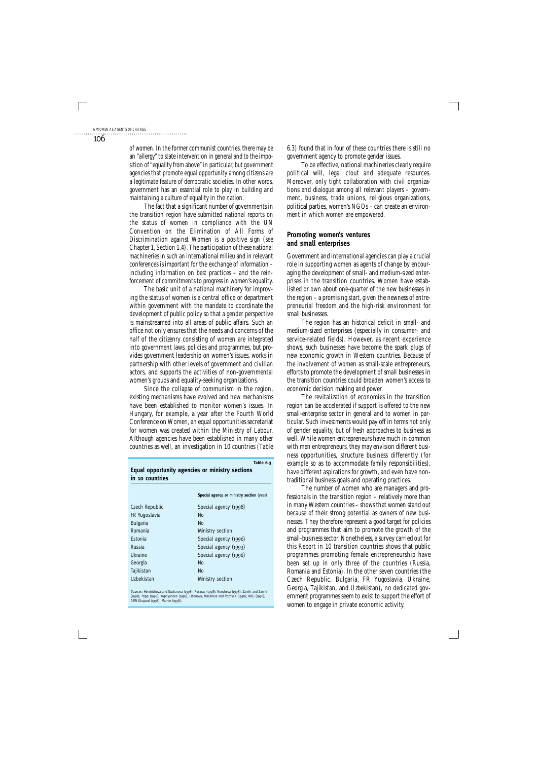of women. In the former communist countries, there may be an "allergy" to state intervention in general and to the imposition of "equality from above" in particular, but government agencies that promote equal opportunity among citizens are a legitimate feature of democratic societies. In other words, government has an essential role to play in building and maintaining a culture of equality in the nation.

The fact that a significant number of governments in the transition region have submitted national reports on the status of women in compliance with the UN Convention on the Elimination of All Forms of Discrimination against Women is a positive sign (see Chapter 1, Section 1.4). The participation of these national machineries in such an international milieu and in relevant conferences is important for the exchange of information – including information on best practices – and the reinforcement of commitments to progress in women's equality.

The basic unit of a national machinery for improving the status of women is a central office or department within government with the mandate to coordinate the development of public policy so that a gender perspective is mainstreamed into all areas of public affairs. Such an office not only ensures that the needs and concerns of the half of the citizenry consisting of women are integrated into government laws, policies and programmes, but provides government leadership on women's issues, works in partnership with other levels of government and civilian actors, and supports the activities of non-governmental women's groups and equality-seeking organizations.

Since the collapse of communism in the region, existing mechanisms have evolved and new mechanisms have been established to monitor women's issues. In Hungary, for example, a year after the Fourth World Conference on Women, an equal opportunities secretariat for women was created within the Ministry of Labour. Although agencies have been established in many other countries as well, an investigation in 10 countries (Table 6.3) found that in four of these countries there is still no government agency to promote gender issues.

Table 6.3

**Equal opportunity agencies or ministry sections in 10 countries**

| | **Special agency or ministry section** (year) |
|---|---|
| Czech Republic | Special agency (1998) |
| FR Yugoslavia | No |
| Bulgaria | No |
| Romania | Ministry section |
| Estonia | Special agency (1996) |
| Russia | Special agency (1993) |
| Ukraine | Special agency (1996) |
| Georgia | No |
| Tajikistan | No |
| Uzbekistan | Ministry section |

*Sources*: Hendrichova and Kucharova (1998); Posarac (1998); Noncheva (1998); Zamfir and Zamfir (1998); Papp (1998); Kupriyanova (1998); Libanova, Makarova and Poznyak (1998); MEG (1998); ABW Khujand (1998); Marnie (1998).

To be effective, national machineries clearly require political will, legal clout and adequate resources. Moreover, only tight collaboration with civil organizations and dialogue among all relevant players – government, business, trade unions, religious organizations, political parties, women's NGOs – can create an environment in which women are empowered.

## Promoting women's ventures and small enterprises

Government and international agencies can play a crucial role in supporting women as agents of change by encouraging the development of small- and medium-sized enterprises in the transition countries. Women have established or own about one-quarter of the new businesses in the region – a promising start, given the newness of entrepreneurial freedom and the high-risk environment for small businesses.

The region has an historical deficit in small- and medium-sized enterprises (especially in consumer- and service-related fields). However, as recent experience shows, such businesses have become the spark plugs of new economic growth in Western countries. Because of the involvement of women as small-scale entrepreneurs, efforts to promote the development of small businesses in the transition countries could broaden women's access to economic decision making and power.

The revitalization of economies in the transition region can be accelerated if support is offered to the new small-enterprise sector in general and to women in particular. Such investments would pay off in terms not only of gender equality, but of fresh approaches to business as well. While women entrepreneurs have much in common with men entrepreneurs, they may envision different business opportunities, structure business differently (for example so as to accommodate family responsibilities), have different aspirations for growth, and even have non-traditional business goals and operating practices.

The number of women who are managers and professionals in the transition region – relatively more than in many Western countries – shows that women stand out because of their strong potential as owners of new businesses. They therefore represent a good target for policies and programmes that aim to promote the growth of the small-business sector. Nonetheless, a survey carried out for this Report in 10 transition countries shows that public programmes promoting female entrepreneurship have been set up in only three of the countries (Russia, Romania and Estonia). In the other seven countries (the Czech Republic, Bulgaria, FR Yugoslavia, Ukraine, Georgia, Tajikistan, and Uzbekistan), no dedicated government programmes seem to exist to support the effort of women to engage in private economic activity.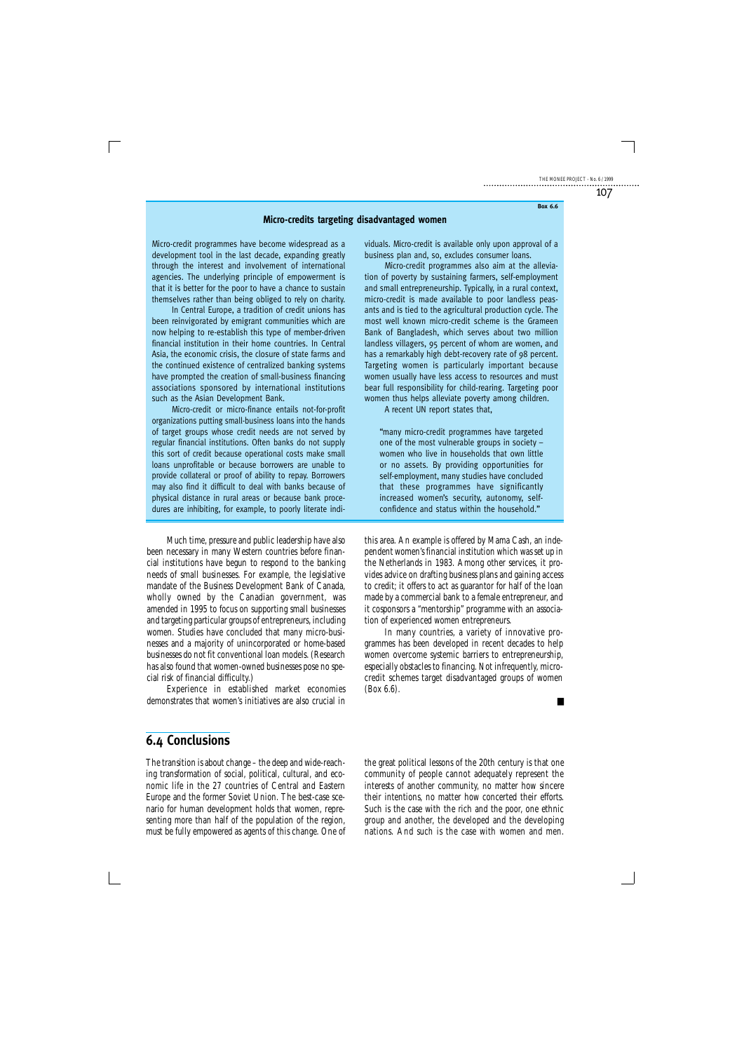**Box 6.6**

### Micro-credits targeting disadvantaged women

Micro-credit programmes have become widespread as a development tool in the last decade, expanding greatly through the interest and involvement of international agencies. The underlying principle of empowerment is that it is better for the poor to have a chance to sustain themselves rather than being obliged to rely on charity.

In Central Europe, a tradition of credit unions has been reinvigorated by emigrant communities which are now helping to re-establish this type of member-driven financial institution in their home countries. In Central Asia, the economic crisis, the closure of state farms and the continued existence of centralized banking systems have prompted the creation of small-business financing associations sponsored by international institutions such as the Asian Development Bank.

Micro-credit or micro-finance entails not-for-profit organizations putting small-business loans into the hands of target groups whose credit needs are not served by regular financial institutions. Often banks do not supply this sort of credit because operational costs make small loans unprofitable or because borrowers are unable to provide collateral or proof of ability to repay. Borrowers may also find it difficult to deal with banks because of physical distance in rural areas or because bank procedures are inhibiting, for example, to poorly literate individuals. Micro-credit is available only upon approval of a business plan and, so, excludes consumer loans.

Micro-credit programmes also aim at the alleviation of poverty by sustaining farmers, self-employment and small entrepreneurship. Typically, in a rural context, micro-credit is made available to poor landless peasants and is tied to the agricultural production cycle. The most well known micro-credit scheme is the Grameen Bank of Bangladesh, which serves about two million landless villagers, 95 percent of whom are women, and has a remarkably high debt-recovery rate of 98 percent. Targeting women is particularly important because women usually have less access to resources and must bear full responsibility for child-rearing. Targeting poor women thus helps alleviate poverty among children.

A recent UN report states that,

> "many micro-credit programmes have targeted one of the most vulnerable groups in society – women who live in households that own little or no assets. By providing opportunities for self-employment, many studies have concluded that these programmes have significantly increased women's security, autonomy, self-confidence and status within the household."

Much time, pressure and public leadership have also been necessary in many Western countries before financial institutions have begun to respond to the banking needs of small businesses. For example, the legislative mandate of the Business Development Bank of Canada, wholly owned by the Canadian government, was amended in 1995 to focus on supporting small businesses and targeting particular groups of entrepreneurs, including women. Studies have concluded that many micro-businesses and a majority of unincorporated or home-based businesses do not fit conventional loan models. (Research has also found that women-owned businesses pose no special risk of financial difficulty.)

Experience in established market economies demonstrates that women's initiatives are also crucial in this area. An example is offered by Mama Cash, an independent women's financial institution which was set up in the Netherlands in 1983. Among other services, it provides advice on drafting business plans and gaining access to credit; it offers to act as guarantor for half of the loan made by a commercial bank to a female entrepreneur, and it cosponsors a "mentorship" programme with an association of experienced women entrepreneurs.

In many countries, a variety of innovative programmes has been developed in recent decades to help women overcome systemic barriers to entrepreneurship, especially obstacles to financing. Not infrequently, micro-credit schemes target disadvantaged groups of women (Box 6.6).

■

## 6.4 Conclusions

The transition is about change – the deep and wide-reaching transformation of social, political, cultural, and economic life in the 27 countries of Central and Eastern Europe and the former Soviet Union. The best-case scenario for human development holds that women, representing more than half of the population of the region, must be fully empowered as agents of this change. One of the great political lessons of the 20th century is that one community of people cannot adequately represent the interests of another community, no matter how sincere their intentions, no matter how concerted their efforts. Such is the case with the rich and the poor, one ethnic group and another, the developed and the developing nations. And such is the case with women and men.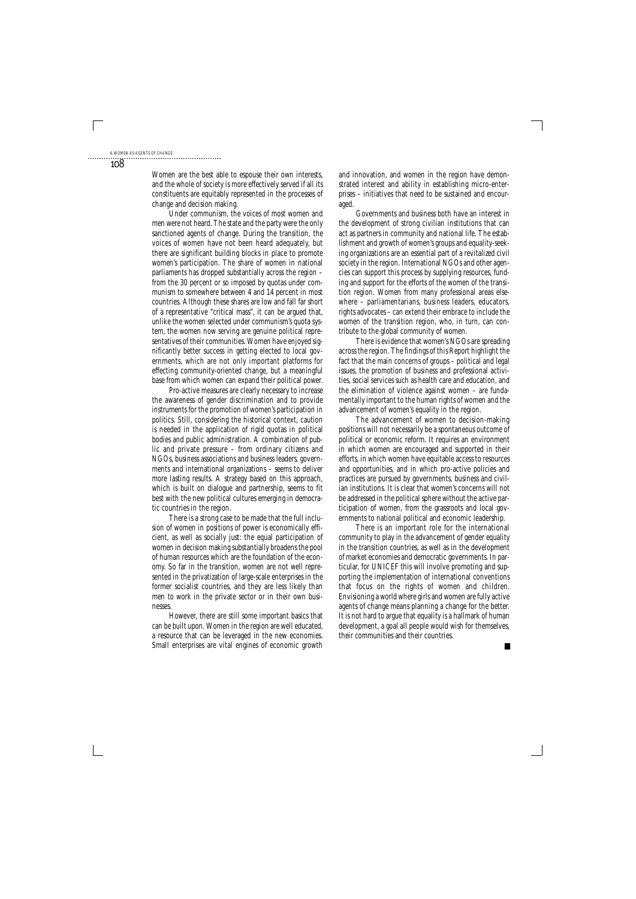Women are the best able to espouse their own interests, and the whole of society is more effectively served if all its constituents are equitably represented in the processes of change and decision making.

Under communism, the voices of most women and men were not heard. The state and the party were the only sanctioned agents of change. During the transition, the voices of women have not been heard adequately, but there are significant building blocks in place to promote women's participation. The share of women in national parliaments has dropped substantially across the region – from the 30 percent or so imposed by quotas under communism to somewhere between 4 and 14 percent in most countries. Although these shares are low and fall far short of a representative "critical mass", it can be argued that, unlike the women selected under communism's quota system, the women now serving are genuine political representatives of their communities. Women have enjoyed significantly better success in getting elected to local governments, which are not only important platforms for effecting community-oriented change, but a meaningful base from which women can expand their political power.

Pro-active measures are clearly necessary to increase the awareness of gender discrimination and to provide instruments for the promotion of women's participation in politics. Still, considering the historical context, caution is needed in the application of rigid quotas in political bodies and public administration. A combination of public and private pressure – from ordinary citizens and NGOs, business associations and business leaders, governments and international organizations – seems to deliver more lasting results. A strategy based on this approach, which is built on dialogue and partnership, seems to fit best with the new political cultures emerging in democratic countries in the region.

There is a strong case to be made that the full inclusion of women in positions of power is economically efficient, as well as socially just: the equal participation of women in decision making substantially broadens the pool of human resources which are the foundation of the economy. So far in the transition, women are not well represented in the privatization of large-scale enterprises in the former socialist countries, and they are less likely than men to work in the private sector or in their own businesses.

However, there are still some important basics that can be built upon. Women in the region are well educated, a resource that can be leveraged in the new economies. Small enterprises are vital engines of economic growth and innovation, and women in the region have demonstrated interest and ability in establishing micro-enterprises – initiatives that need to be sustained and encouraged.

Governments and business both have an interest in the development of strong civilian institutions that can act as partners in community and national life. The establishment and growth of women's groups and equality-seeking organizations are an essential part of a revitalized civil society in the region. International NGOs and other agencies can support this process by supplying resources, funding and support for the efforts of the women of the transition region. Women from many professional areas elsewhere – parliamentarians, business leaders, educators, rights advocates – can extend their embrace to include the women of the transition region, who, in turn, can contribute to the global community of women.

There is evidence that women's NGOs are spreading across the region. The findings of this Report highlight the fact that the main concerns of groups – political and legal issues, the promotion of business and professional activities, social services such as health care and education, and the elimination of violence against women – are fundamentally important to the human rights of women and the advancement of women's equality in the region.

The advancement of women to decision-making positions will not necessarily be a spontaneous outcome of political or economic reform. It requires an environment in which women are encouraged and supported in their efforts, in which women have equitable access to resources and opportunities, and in which pro-active policies and practices are pursued by governments, business and civilian institutions. It is clear that women's concerns will not be addressed in the political sphere without the active participation of women, from the grassroots and local governments to national political and economic leadership.

There is an important role for the international community to play in the advancement of gender equality in the transition countries, as well as in the development of market economies and democratic governments. In particular, for UNICEF this will involve promoting and supporting the implementation of international conventions that focus on the rights of women and children. Envisioning a world where girls and women are fully active agents of change means planning a change for the better. It is not hard to argue that equality is a hallmark of human development, a goal all people would wish for themselves, their communities and their countries.